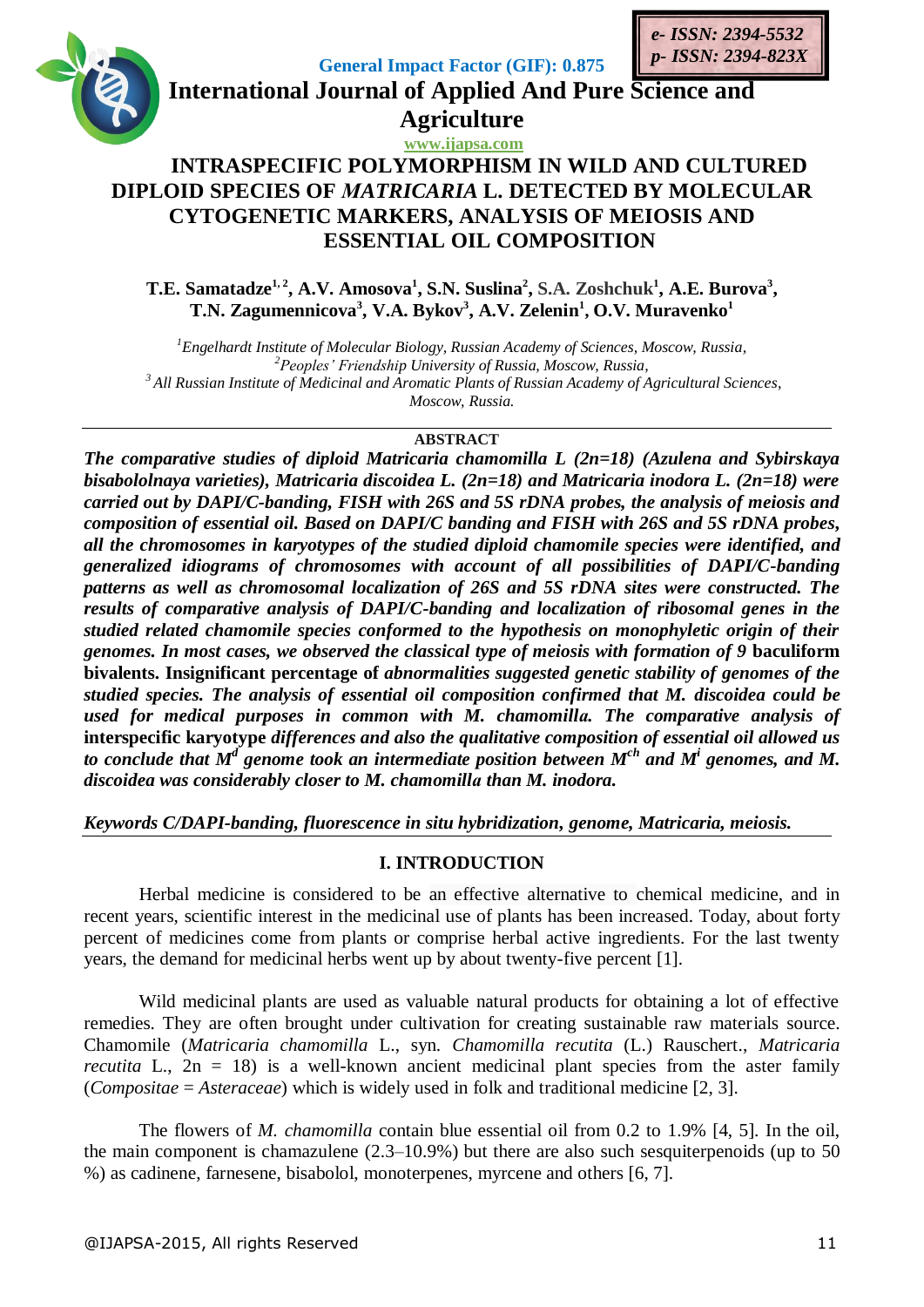# INTRASPECIFIC POLYMORPHISM IN WILD AND CULTURED DIPLOID SPECIES OF *MATRICARIA* L. DETECTED BY MOLECULAR CYTOGENETIC MARKERS, ANALYSIS OF MEIOSIS AND ESSENTIAL OIL COMPOSITION

**T.E. Samatadze[1, 2], A.V. Amosova[1], S.N. Suslina[2], S.A. Zoshchuk[1], A.E. Burova[3], T.N. Zagumennicova[3], V.A. Bykov[3], A.V. Zelenin[1], O.V. Muravenko[1]**

*[1]Engelhardt Institute of Molecular Biology, Russian Academy of Sciences, Moscow, Russia,*
*[2]Peoples' Friendship University of Russia, Moscow, Russia,*
*[3]All Russian Institute of Medicinal and Aromatic Plants of Russian Academy of Agricultural Sciences, Moscow, Russia.*

## ABSTRACT

***The comparative studies of diploid Matricaria chamomilla L (2n=18) (Azulena and Sybirskaya bisabololnaya varieties), Matricaria discoidea L. (2n=18) and Matricaria inodora L. (2n=18) were carried out by DAPI/C-banding, FISH with 26S and 5S rDNA probes, the analysis of meiosis and composition of essential oil. Based on DAPI/C banding and FISH with 26S and 5S rDNA probes, all the chromosomes in karyotypes of the studied diploid chamomile species were identified, and generalized idiograms of chromosomes with account of all possibilities of DAPI/C-banding patterns as well as chromosomal localization of 26S and 5S rDNA sites were constructed. The results of comparative analysis of DAPI/C-banding and localization of ribosomal genes in the studied related chamomile species conformed to the hypothesis on monophyletic origin of their genomes. In most cases, we observed the classical type of meiosis with formation of 9*** **baculiform bivalents. Insignificant percentage of** ***abnormalities suggested genetic stability of genomes of the studied species. The analysis of essential oil composition confirmed that M. discoidea could be used for medical purposes in common with M. chamomilla. The comparative analysis of*** **interspecific karyotype** ***differences and also the qualitative composition of essential oil allowed us to conclude that $M^d$ genome took an intermediate position between $M^{ch}$ and $M^i$ genomes, and M. discoidea was considerably closer to M. chamomilla than M. inodora.***

***Keywords C/DAPI-banding, fluorescence in situ hybridization, genome, Matricaria, meiosis.***

## I. INTRODUCTION

Herbal medicine is considered to be an effective alternative to chemical medicine, and in recent years, scientific interest in the medicinal use of plants has been increased. Today, about forty percent of medicines come from plants or comprise herbal active ingredients. For the last twenty years, the demand for medicinal herbs went up by about twenty-five percent [1].

Wild medicinal plants are used as valuable natural products for obtaining a lot of effective remedies. They are often brought under cultivation for creating sustainable raw materials source. Chamomile (*Matricaria chamomilla* L., syn. *Chamomilla recutita* (L.) Rauschert., *Matricaria recutita* L., 2n = 18) is a well-known ancient medicinal plant species from the aster family (*Compositae* = *Asteraceae*) which is widely used in folk and traditional medicine [2, 3].

The flowers of *M. chamomilla* contain blue essential oil from 0.2 to 1.9% [4, 5]. In the oil, the main component is chamazulene (2.3–10.9%) but there are also such sesquiterpenoids (up to 50 %) as cadinene, farnesene, bisabolol, monoterpenes, myrcene and others [6, 7].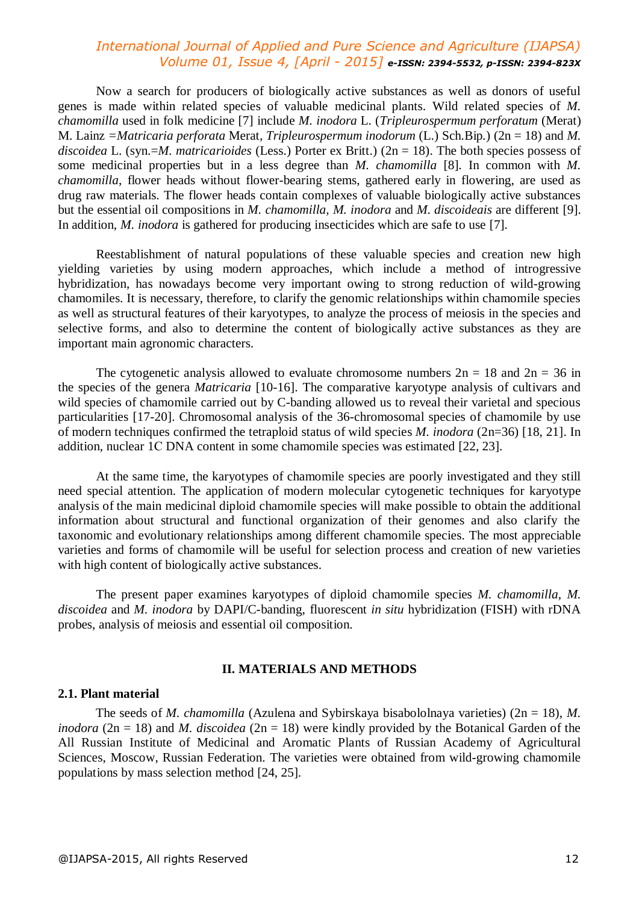Now a search for producers of biologically active substances as well as donors of useful genes is made within related species of valuable medicinal plants. Wild related species of *M. chamomilla* used in folk medicine [7] include *M. inodora* L. (*Tripleurospermum perforatum* (Merat) M. Lainz =*Matricaria perforata* Merat, *Tripleurospermum inodorum* (L.) Sch.Bip.) (2n = 18) and *M. discoidea* L. (syn.=*M. matricarioides* (Less.) Porter ex Britt.) (2n = 18). The both species possess of some medicinal properties but in a less degree than *M. chamomilla* [8]. In common with *M. chamomilla*, flower heads without flower-bearing stems, gathered early in flowering, are used as drug raw materials. The flower heads contain complexes of valuable biologically active substances but the essential oil compositions in *M. chamomilla, M. inodora* and *M. discoideais* are different [9]. In addition, *M. inodora* is gathered for producing insecticides which are safe to use [7].

Reestablishment of natural populations of these valuable species and creation new high yielding varieties by using modern approaches, which include a method of introgressive hybridization, has nowadays become very important owing to strong reduction of wild-growing chamomiles. It is necessary, therefore, to clarify the genomic relationships within chamomile species as well as structural features of their karyotypes, to analyze the process of meiosis in the species and selective forms, and also to determine the content of biologically active substances as they are important main agronomic characters.

The cytogenetic analysis allowed to evaluate chromosome numbers 2n = 18 and 2n = 36 in the species of the genera *Matricaria* [10-16]. The comparative karyotype analysis of cultivars and wild species of chamomile carried out by C-banding allowed us to reveal their varietal and specious particularities [17-20]. Chromosomal analysis of the 36-chromosomal species of chamomile by use of modern techniques confirmed the tetraploid status of wild species *M. inodora* (2n=36) [18, 21]. In addition, nuclear 1C DNA content in some chamomile species was estimated [22, 23].

At the same time, the karyotypes of chamomile species are poorly investigated and they still need special attention. The application of modern molecular cytogenetic techniques for karyotype analysis of the main medicinal diploid chamomile species will make possible to obtain the additional information about structural and functional organization of their genomes and also clarify the taxonomic and evolutionary relationships among different chamomile species. The most appreciable varieties and forms of chamomile will be useful for selection process and creation of new varieties with high content of biologically active substances.

The present paper examines karyotypes of diploid chamomile species *M. chamomilla*, *M. discoidea* and *M. inodora* by DAPI/C-banding, fluorescent *in situ* hybridization (FISH) with rDNA probes, analysis of meiosis and essential oil composition.

## II. MATERIALS AND METHODS

### 2.1. Plant material

The seeds of *M. chamomilla* (Azulena and Sybirskaya bisabololnaya varieties) (2n = 18), *M. inodora* (2n = 18) and *M. discoidea* (2n = 18) were kindly provided by the Botanical Garden of the All Russian Institute of Medicinal and Aromatic Plants of Russian Academy of Agricultural Sciences, Moscow, Russian Federation. The varieties were obtained from wild-growing chamomile populations by mass selection method [24, 25].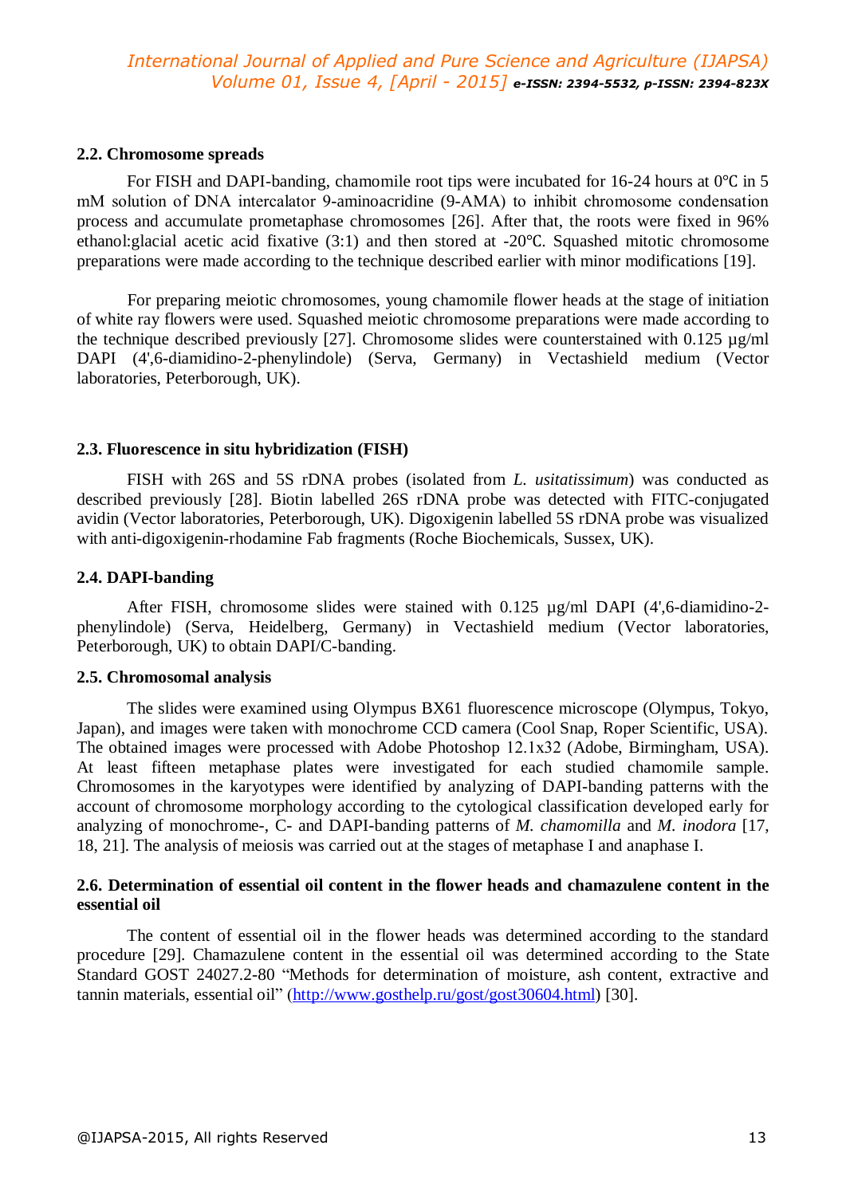### 2.2. Chromosome spreads

For FISH and DAPI-banding, chamomile root tips were incubated for 16-24 hours at 0℃ in 5 mM solution of DNA intercalator 9-aminoacridine (9-AMA) to inhibit chromosome condensation process and accumulate prometaphase chromosomes [26]. After that, the roots were fixed in 96% ethanol:glacial acetic acid fixative (3:1) and then stored at -20℃. Squashed mitotic chromosome preparations were made according to the technique described earlier with minor modifications [19].

For preparing meiotic chromosomes, young chamomile flower heads at the stage of initiation of white ray flowers were used. Squashed meiotic chromosome preparations were made according to the technique described previously [27]. Chromosome slides were counterstained with 0.125 µg/ml DAPI (4',6-diamidino-2-phenylindole) (Serva, Germany) in Vectashield medium (Vector laboratories, Peterborough, UK).

### 2.3. Fluorescence in situ hybridization (FISH)

FISH with 26S and 5S rDNA probes (isolated from *L. usitatissimum*) was conducted as described previously [28]. Biotin labelled 26S rDNA probe was detected with FITC-conjugated avidin (Vector laboratories, Peterborough, UK). Digoxigenin labelled 5S rDNA probe was visualized with anti-digoxigenin-rhodamine Fab fragments (Roche Biochemicals, Sussex, UK).

### 2.4. DAPI-banding

After FISH, chromosome slides were stained with 0.125 µg/ml DAPI (4',6-diamidino-2-phenylindole) (Serva, Heidelberg, Germany) in Vectashield medium (Vector laboratories, Peterborough, UK) to obtain DAPI/C-banding.

### 2.5. Chromosomal analysis

The slides were examined using Olympus BX61 fluorescence microscope (Olympus, Tokyo, Japan), and images were taken with monochrome CCD camera (Cool Snap, Roper Scientific, USA). The obtained images were processed with Adobe Photoshop 12.1x32 (Adobe, Birmingham, USA). At least fifteen metaphase plates were investigated for each studied chamomile sample. Chromosomes in the karyotypes were identified by analyzing of DAPI-banding patterns with the account of chromosome morphology according to the cytological classification developed early for analyzing of monochrome-, C- and DAPI-banding patterns of *M. chamomilla* and *M. inodora* [17, 18, 21]. The analysis of meiosis was carried out at the stages of metaphase I and anaphase I.

### 2.6. Determination of essential oil content in the flower heads and chamazulene content in the essential oil

The content of essential oil in the flower heads was determined according to the standard procedure [29]. Chamazulene content in the essential oil was determined according to the State Standard GOST 24027.2-80 "Methods for determination of moisture, ash content, extractive and tannin materials, essential oil" (http://www.gosthelp.ru/gost/gost30604.html) [30].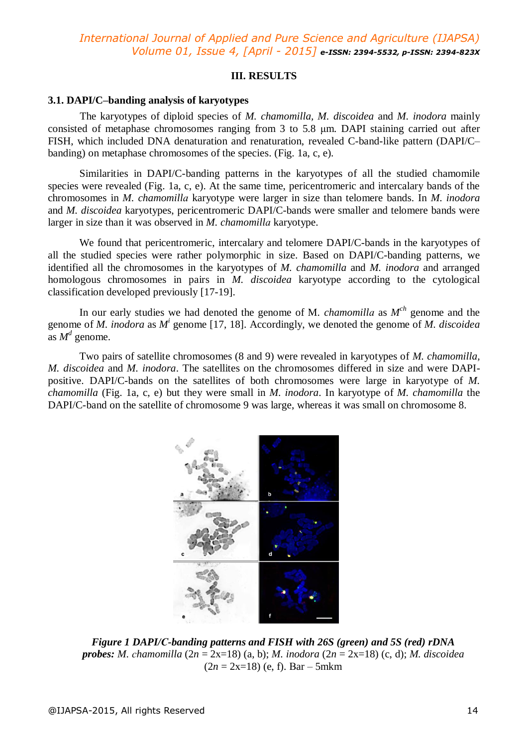## III. RESULTS

### 3.1. DAPI/C–banding analysis of karyotypes

The karyotypes of diploid species of *M. chamomilla*, *M. discoidea* and *M. inodora* mainly consisted of metaphase chromosomes ranging from 3 to 5.8 μm. DAPI staining carried out after FISH, which included DNA denaturation and renaturation, revealed C-band-like pattern (DAPI/C–banding) on metaphase chromosomes of the species. (Fig. 1a, c, e).

Similarities in DAPI/C-banding patterns in the karyotypes of all the studied chamomile species were revealed (Fig. 1a, c, e). At the same time, pericentromeric and intercalary bands of the chromosomes in *M. chamomilla* karyotype were larger in size than telomere bands. In *M. inodora* and *M. discoidea* karyotypes, pericentromeric DAPI/C-bands were smaller and telomere bands were larger in size than it was observed in *M. chamomilla* karyotype.

We found that pericentromeric, intercalary and telomere DAPI/C-bands in the karyotypes of all the studied species were rather polymorphic in size. Based on DAPI/C-banding patterns, we identified all the chromosomes in the karyotypes of *M. chamomilla* and *M. inodora* and arranged homologous chromosomes in pairs in *M. discoidea* karyotype according to the cytological classification developed previously [17-19].

In our early studies we had denoted the genome of M. *chamomilla* as $M^{ch}$ genome and the genome of *M. inodora* as $M^{i}$ genome [17, 18]. Accordingly, we denoted the genome of *M. discoidea* as $M^{d}$ genome.

Two pairs of satellite chromosomes (8 and 9) were revealed in karyotypes of *M. chamomilla*, *M. discoidea* and *M. inodora*. The satellites on the chromosomes differed in size and were DAPI-positive. DAPI/C-bands on the satellites of both chromosomes were large in karyotype of *M. chamomilla* (Fig. 1a, c, e) but they were small in *M. inodora*. In karyotype of *M. chamomilla* the DAPI/C-band on the satellite of chromosome 9 was large, whereas it was small on chromosome 8.

***Figure 1 DAPI/C-banding patterns and FISH with 26S (green) and 5S (red) rDNA probes:*** *M. chamomilla* (2*n* = 2x=18) (a, b); *M. inodora* (2*n* = 2x=18) (c, d); *M. discoidea* (2*n* = 2x=18) (e, f). Bar – 5mkm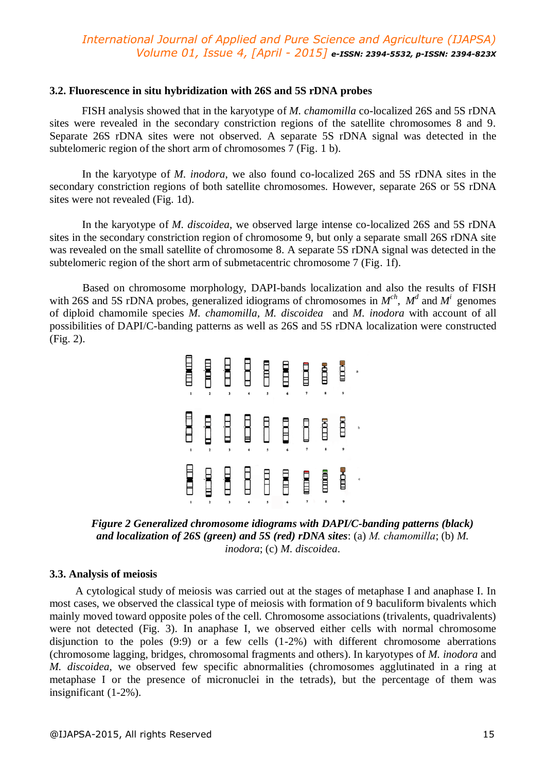### 3.2. Fluorescence in situ hybridization with 26S and 5S rDNA probes

FISH analysis showed that in the karyotype of *M. chamomilla* co-localized 26S and 5S rDNA sites were revealed in the secondary constriction regions of the satellite chromosomes 8 and 9. Separate 26S rDNA sites were not observed. A separate 5S rDNA signal was detected in the subtelomeric region of the short arm of chromosomes 7 (Fig. 1 b).

In the karyotype of *M. inodora*, we also found co-localized 26S and 5S rDNA sites in the secondary constriction regions of both satellite chromosomes. However, separate 26S or 5S rDNA sites were not revealed (Fig. 1d).

In the karyotype of *M. discoidea*, we observed large intense co-localized 26S and 5S rDNA sites in the secondary constriction region of chromosome 9, but only a separate small 26S rDNA site was revealed on the small satellite of chromosome 8. A separate 5S rDNA signal was detected in the subtelomeric region of the short arm of submetacentric chromosome 7 (Fig. 1f).

Based on chromosome morphology, DAPI-bands localization and also the results of FISH with 26S and 5S rDNA probes, generalized idiograms of chromosomes in $M^{ch}$, $M^{d}$ and $M^{i}$ genomes of diploid chamomile species *M. chamomilla*, *M. discoidea* and *M. inodora* with account of all possibilities of DAPI/C-banding patterns as well as 26S and 5S rDNA localization were constructed (Fig. 2).

***Figure 2 Generalized chromosome idiograms with DAPI/C-banding patterns (black) and localization of 26S (green) and 5S (red) rDNA sites***: (a) *M. chamomilla*; (b) *M. inodora*; (c) *M. discoidea*.

### 3.3. Analysis of meiosis

A cytological study of meiosis was carried out at the stages of metaphase I and anaphase I. In most cases, we observed the classical type of meiosis with formation of 9 baculiform bivalents which mainly moved toward opposite poles of the cell. Chromosome associations (trivalents, quadrivalents) were not detected (Fig. 3). In anaphase I, we observed either cells with normal chromosome disjunction to the poles (9:9) or a few cells (1-2%) with different chromosome aberrations (chromosome lagging, bridges, chromosomal fragments and others). In karyotypes of *M. inodora* and *M. discoidea*, we observed few specific abnormalities (chromosomes agglutinated in a ring at metaphase I or the presence of micronuclei in the tetrads), but the percentage of them was insignificant (1-2%).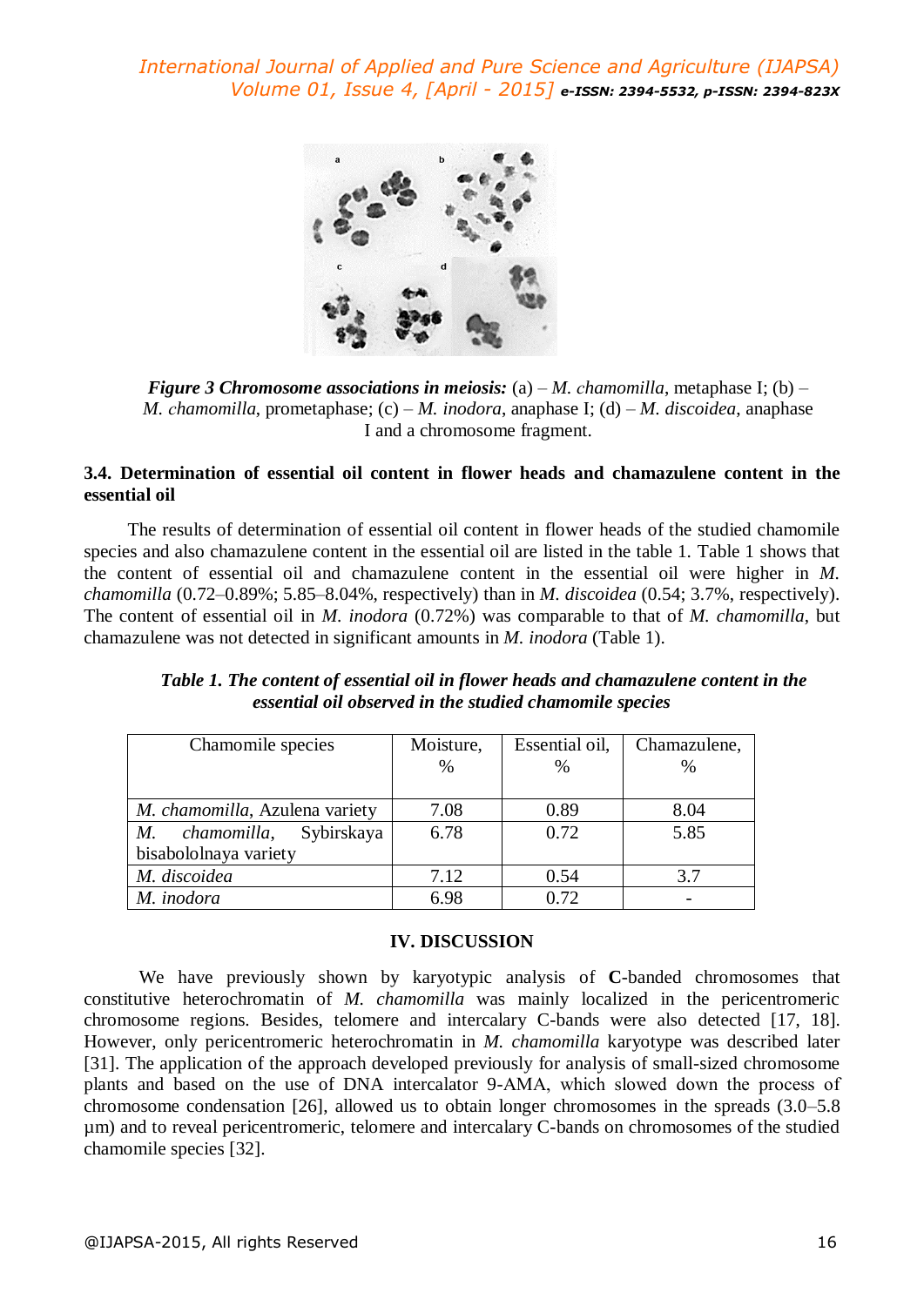*Figure 3 Chromosome associations in meiosis:* (a) – *M. chamomilla*, metaphase I; (b) – *M. chamomilla*, prometaphase; (c) – *M. inodora*, anaphase I; (d) – *M. discoidea*, anaphase I and a chromosome fragment.

### 3.4. Determination of essential oil content in flower heads and chamazulene content in the essential oil

The results of determination of essential oil content in flower heads of the studied chamomile species and also chamazulene content in the essential oil are listed in the table 1. Table 1 shows that the content of essential oil and chamazulene content in the essential oil were higher in *M. chamomilla* (0.72–0.89%; 5.85–8.04%, respectively) than in *M. discoidea* (0.54; 3.7%, respectively). The content of essential oil in *M. inodora* (0.72%) was comparable to that of *M. chamomilla*, but chamazulene was not detected in significant amounts in *M. inodora* (Table 1).

***Table 1. The content of essential oil in flower heads and chamazulene content in the essential oil observed in the studied chamomile species***

| Chamomile species | Moisture, % | Essential oil, % | Chamazulene, % |
|---|---|---|---|
| *M. chamomilla*, Azulena variety | 7.08 | 0.89 | 8.04 |
| *M. chamomilla*, Sybirskaya bisabololnaya variety | 6.78 | 0.72 | 5.85 |
| *M. discoidea* | 7.12 | 0.54 | 3.7 |
| *M. inodora* | 6.98 | 0.72 | - |

## IV. DISCUSSION

We have previously shown by karyotypic analysis of **C**-banded chromosomes that constitutive heterochromatin of *M. chamomilla* was mainly localized in the pericentromeric chromosome regions. Besides, telomere and intercalary C-bands were also detected [17, 18]. However, only pericentromeric heterochromatin in *M. chamomilla* karyotype was described later [31]. The application of the approach developed previously for analysis of small-sized chromosome plants and based on the use of DNA intercalator 9-AMA, which slowed down the process of chromosome condensation [26], allowed us to obtain longer chromosomes in the spreads (3.0–5.8 μm) and to reveal pericentromeric, telomere and intercalary C-bands on chromosomes of the studied chamomile species [32].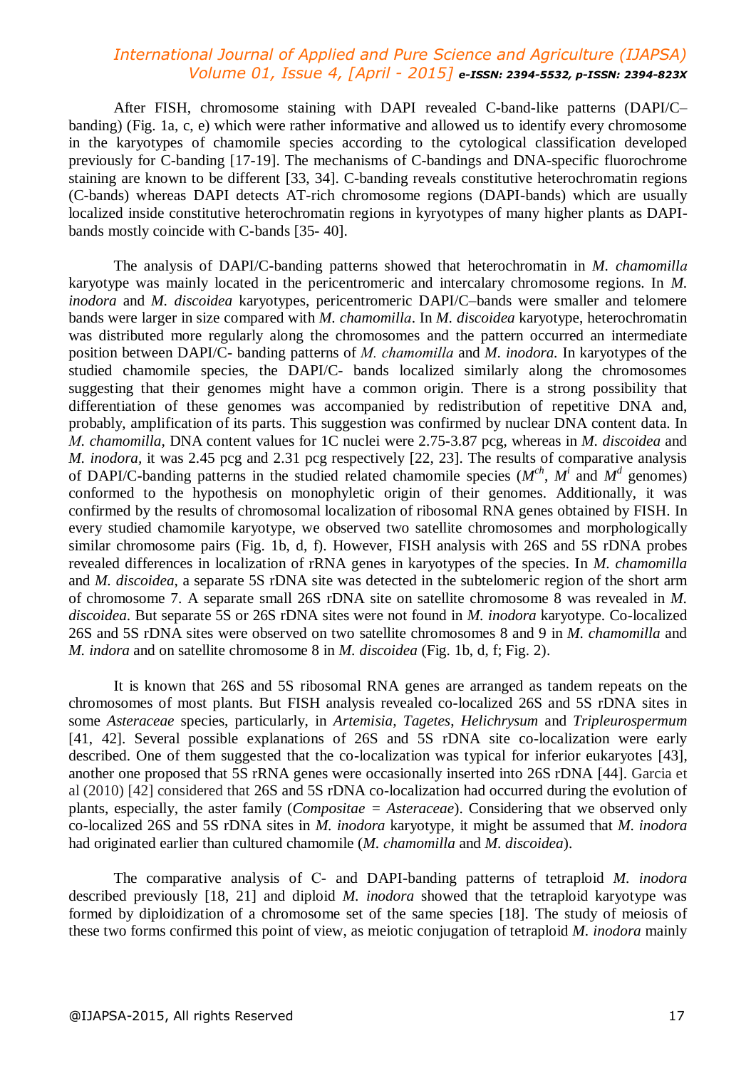After FISH, chromosome staining with DAPI revealed C-band-like patterns (DAPI/C–banding) (Fig. 1a, c, e) which were rather informative and allowed us to identify every chromosome in the karyotypes of chamomile species according to the cytological classification developed previously for C-banding [17-19]. The mechanisms of C-bandings and DNA-specific fluorochrome staining are known to be different [33, 34]. C-banding reveals constitutive heterochromatin regions (C-bands) whereas DAPI detects AT-rich chromosome regions (DAPI-bands) which are usually localized inside constitutive heterochromatin regions in kyryotypes of many higher plants as DAPI-bands mostly coincide with C-bands [35- 40].

The analysis of DAPI/C-banding patterns showed that heterochromatin in *M. chamomilla* karyotype was mainly located in the pericentromeric and intercalary chromosome regions. In *M. inodora* and *M. discoidea* karyotypes, pericentromeric DAPI/C–bands were smaller and telomere bands were larger in size compared with *M. chamomilla*. In *M. discoidea* karyotype, heterochromatin was distributed more regularly along the chromosomes and the pattern occurred an intermediate position between DAPI/C- banding patterns of *M. chamomilla* and *M. inodora.* In karyotypes of the studied chamomile species, the DAPI/C- bands localized similarly along the chromosomes suggesting that their genomes might have a common origin. There is a strong possibility that differentiation of these genomes was accompanied by redistribution of repetitive DNA and, probably, amplification of its parts. This suggestion was confirmed by nuclear DNA content data. In *M. chamomilla*, DNA content values for 1C nuclei were 2.75-3.87 pcg, whereas in *M. discoidea* and *M. inodora,* it was 2.45 pcg and 2.31 pcg respectively [22, 23]. The results of comparative analysis of DAPI/C-banding patterns in the studied related chamomile species ($M^{ch}$, $M^{i}$ and $M^{d}$ genomes) conformed to the hypothesis on monophyletic origin of their genomes. Additionally, it was confirmed by the results of chromosomal localization of ribosomal RNA genes obtained by FISH. In every studied chamomile karyotype, we observed two satellite chromosomes and morphologically similar chromosome pairs (Fig. 1b, d, f). However, FISH analysis with 26S and 5S rDNA probes revealed differences in localization of rRNA genes in karyotypes of the species. In *M. chamomilla* and *M. discoidea*, a separate 5S rDNA site was detected in the subtelomeric region of the short arm of chromosome 7. A separate small 26S rDNA site on satellite chromosome 8 was revealed in *M. discoidea*. But separate 5S or 26S rDNA sites were not found in *M. inodora* karyotype. Co-localized 26S and 5S rDNA sites were observed on two satellite chromosomes 8 and 9 in *M. chamomilla* and *M. indora* and on satellite chromosome 8 in *M. discoidea* (Fig. 1b, d, f; Fig. 2).

It is known that 26S and 5S ribosomal RNA genes are arranged as tandem repeats on the chromosomes of most plants. But FISH analysis revealed co-localized 26S and 5S rDNA sites in some *Asteraceae* species, particularly, in *Artemisia, Tagetes*, *Helichrysum* and *Tripleurospermum* [41, 42]. Several possible explanations of 26S and 5S rDNA site co-localization were early described. One of them suggested that the co-localization was typical for inferior eukaryotes [43], another one proposed that 5S rRNA genes were occasionally inserted into 26S rDNA [44]. Garcia et al (2010) [42] considered that 26S and 5S rDNA co-localization had occurred during the evolution of plants, especially, the aster family (*Compositae = Asteraceae*). Considering that we observed only co-localized 26S and 5S rDNA sites in *M. inodora* karyotype, it might be assumed that *M. inodora* had originated earlier than cultured chamomile (*M. chamomilla* and *M. discoidea*).

The comparative analysis of C- and DAPI-banding patterns of tetraploid *M. inodora* described previously [18, 21] and diploid *M. inodora* showed that the tetraploid karyotype was formed by diploidization of a chromosome set of the same species [18]. The study of meiosis of these two forms confirmed this point of view, as meiotic conjugation of tetraploid *M. inodora* mainly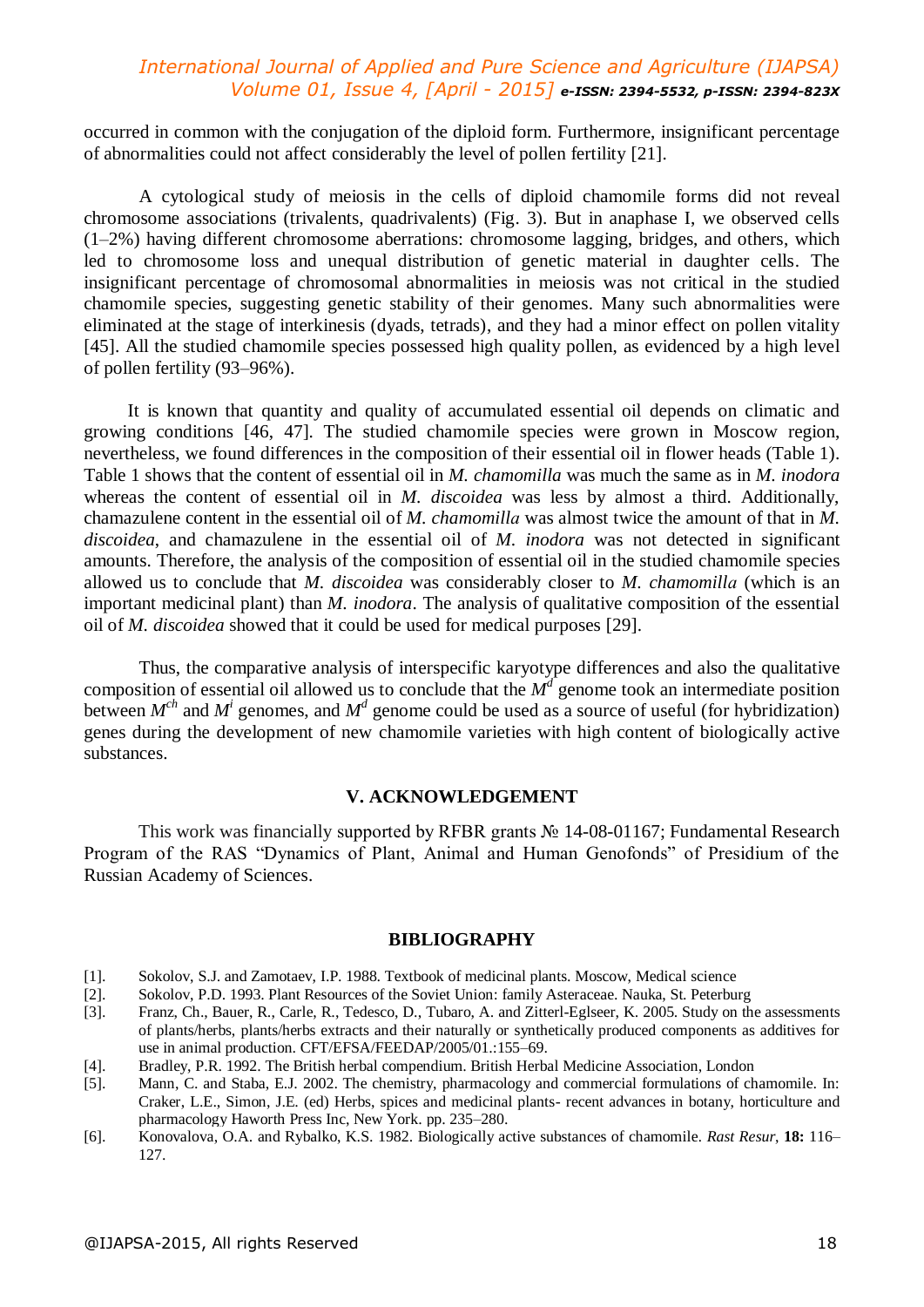occurred in common with the conjugation of the diploid form. Furthermore, insignificant percentage of abnormalities could not affect considerably the level of pollen fertility [21].

A cytological study of meiosis in the cells of diploid chamomile forms did not reveal chromosome associations (trivalents, quadrivalents) (Fig. 3). But in anaphase I, we observed cells (1–2%) having different chromosome aberrations: chromosome lagging, bridges, and others, which led to chromosome loss and unequal distribution of genetic material in daughter cells. The insignificant percentage of chromosomal abnormalities in meiosis was not critical in the studied chamomile species, suggesting genetic stability of their genomes. Many such abnormalities were eliminated at the stage of interkinesis (dyads, tetrads), and they had a minor effect on pollen vitality [45]. All the studied chamomile species possessed high quality pollen, as evidenced by a high level of pollen fertility (93–96%).

It is known that quantity and quality of accumulated essential oil depends on climatic and growing conditions [46, 47]. The studied chamomile species were grown in Moscow region, nevertheless, we found differences in the composition of their essential oil in flower heads (Table 1). Table 1 shows that the content of essential oil in *M. chamomilla* was much the same as in *M. inodora* whereas the content of essential oil in *M. discoidea* was less by almost a third. Additionally, chamazulene content in the essential oil of *M. chamomilla* was almost twice the amount of that in *M. discoidea*, and chamazulene in the essential oil of *M. inodora* was not detected in significant amounts. Therefore, the analysis of the composition of essential oil in the studied chamomile species allowed us to conclude that *M. discoidea* was considerably closer to *M. chamomilla* (which is an important medicinal plant) than *M. inodora*. The analysis of qualitative composition of the essential oil of *M. discoidea* showed that it could be used for medical purposes [29].

Thus, the comparative analysis of interspecific karyotype differences and also the qualitative composition of essential oil allowed us to conclude that the $M^{d}$ genome took an intermediate position between $M^{ch}$ and $M^{i}$ genomes, and $M^{d}$ genome could be used as a source of useful (for hybridization) genes during the development of new chamomile varieties with high content of biologically active substances.

## V. ACKNOWLEDGEMENT

This work was financially supported by RFBR grants № 14-08-01167; Fundamental Research Program of the RAS "Dynamics of Plant, Animal and Human Genofonds" of Presidium of the Russian Academy of Sciences.

## BIBLIOGRAPHY

[1]. Sokolov, S.J. and Zamotaev, I.P. 1988. Textbook of medicinal plants. Moscow, Medical science

[2]. Sokolov, P.D. 1993. Plant Resources of the Soviet Union: family Asteraceae. Nauka, St. Peterburg

[3]. Franz, Ch., Bauer, R., Carle, R., Tedesco, D., Tubaro, A. and Zitterl-Eglseer, K. 2005. Study on the assessments of plants/herbs, plants/herbs extracts and their naturally or synthetically produced components as additives for use in animal production. CFT/EFSA/FEEDAP/2005/01.:155–69.

[4]. Bradley, P.R. 1992. The British herbal compendium. British Herbal Medicine Association, London

[5]. Mann, C. and Staba, E.J. 2002. The chemistry, pharmacology and commercial formulations of chamomile. In: Craker, L.E., Simon, J.E. (ed) Herbs, spices and medicinal plants- recent advances in botany, horticulture and pharmacology Haworth Press Inc, New York. pp. 235–280.

[6]. Konovalova, O.A. and Rybalko, K.S. 1982. Biologically active substances of chamomile. *Rast Resur*, **18:** 116–127.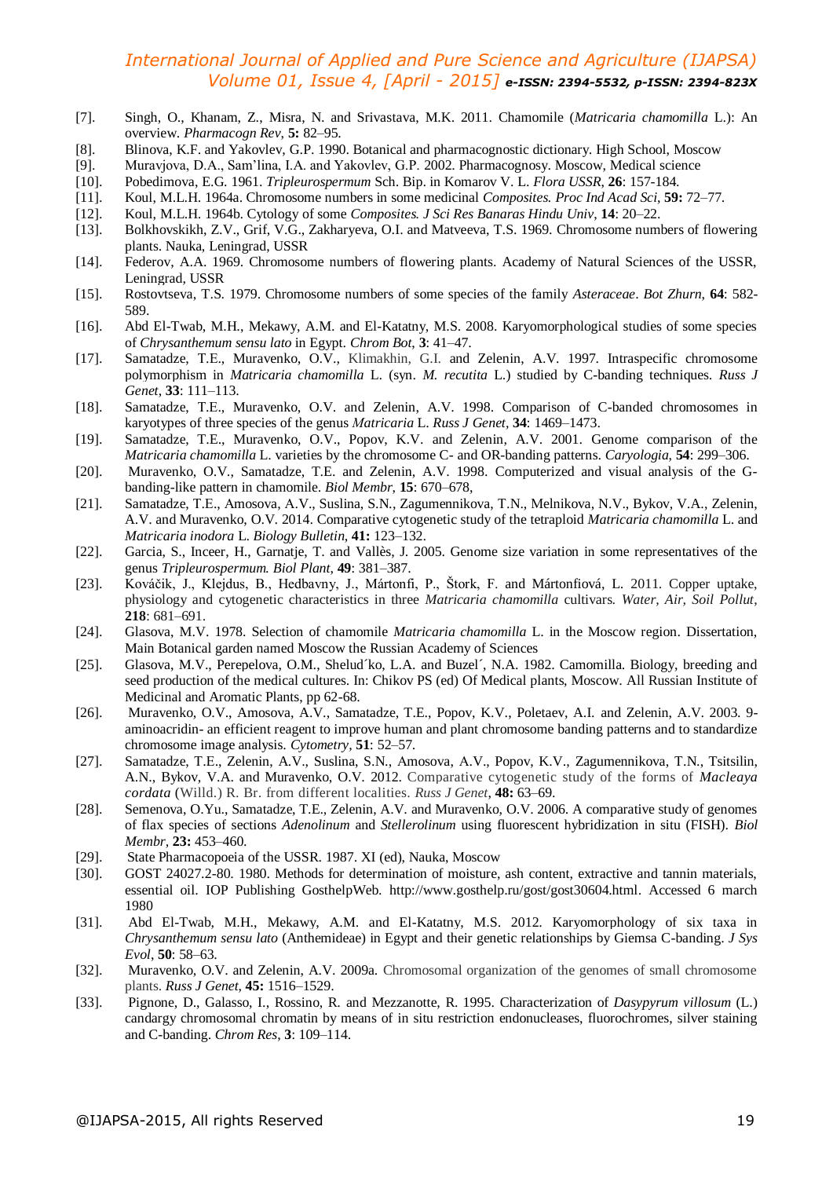[7]. Singh, O., Khanam, Z., Misra, N. and Srivastava, M.K. 2011. Chamomile (*Matricaria chamomilla* L.): An overview. *Pharmacogn Rev*, **5:** 82–95.

[8]. Blinova, K.F. and Yakovlev, G.P. 1990. Botanical and pharmacognostic dictionary. High School, Moscow

[9]. Muravjova, D.A., Sam'lina, I.A. and Yakovlev, G.P. 2002. Pharmacognosy. Moscow, Medical science

[10]. Pobedimova, E.G. 1961. *Tripleurospermum* Sch. Bip. in Komarov V. L. *Flora USSR*, **26**: 157-184.

[11]. Koul, M.L.H. 1964a. Chromosome numbers in some medicinal *Composites. Proc Ind Acad Sci*, **59:** 72–77.

[12]. Koul, M.L.H. 1964b. Cytology of some *Composites. J Sci Res Banaras Hindu Univ*, **14**: 20–22.

[13]. Bolkhovskikh, Z.V., Grif, V.G., Zakharyeva, O.I. and Matveeva, T.S. 1969. Chromosome numbers of flowering plants. Nauka, Leningrad, USSR

[14]. Federov, A.A. 1969. Chromosome numbers of flowering plants. Academy of Natural Sciences of the USSR, Leningrad, USSR

[15]. Rostovtseva, T.S. 1979. Chromosome numbers of some species of the family *Asteraceae*. *Bot Zhurn*, **64**: 582-589.

[16]. Abd El-Twab, M.H., Mekawy, A.M. and El-Katatny, M.S. 2008. Karyomorphological studies of some species of *Chrysanthemum sensu lato* in Egypt. *Chrom Bot*, **3**: 41–47.

[17]. Samatadze, T.E., Muravenko, O.V., Klimakhin, G.I. and Zelenin, A.V. 1997. Intraspecific chromosome polymorphism in *Matricaria chamomilla* L. (syn. *M. recutita* L.) studied by C-banding techniques. *Russ J Genet*, **33**: 111–113.

[18]. Samatadze, T.E., Muravenko, O.V. and Zelenin, A.V. 1998. Comparison of C-banded chromosomes in karyotypes of three species of the genus *Matricaria* L. *Russ J Genet*, **34**: 1469–1473.

[19]. Samatadze, T.E., Muravenko, O.V., Popov, K.V. and Zelenin, A.V. 2001. Genome comparison of the *Matricaria chamomilla* L. varieties by the chromosome C- and OR-banding patterns. *Caryologia*, **54**: 299–306.

[20]. Muravenko, O.V., Samatadze, T.E. and Zelenin, A.V. 1998. Computerized and visual analysis of the G-banding-like pattern in chamomile. *Biol Membr*, **15**: 670–678,

[21]. Samatadze, T.E., Amosova, A.V., Suslina, S.N., Zagumennikova, T.N., Melnikova, N.V., Bykov, V.A., Zelenin, A.V. and Muravenko, O.V. 2014. Comparative cytogenetic study of the tetraploid *Matricaria chamomilla* L. and *Matricaria inodora* L. *Biology Bulletin*, **41:** 123–132.

[22]. Garcia, S., Inceer, H., Garnatje, T. and Vallès, J. 2005. Genome size variation in some representatives of the genus *Tripleurospermum*. *Biol Plant*, **49**: 381–387.

[23]. Kováčik, J., Klejdus, B., Hedbavny, J., Mártonfi, P., Štork, F. and Mártonfiová, L. 2011. Copper uptake, physiology and cytogenetic characteristics in three *Matricaria chamomilla* cultivars. *Water, Air, Soil Pollut*, **218**: 681–691.

[24]. Glasova, M.V. 1978. Selection of chamomile *Matricaria chamomilla* L. in the Moscow region. Dissertation, Main Botanical garden named Moscow the Russian Academy of Sciences

[25]. Glasova, M.V., Perepelova, O.M., Shelud´ko, L.A. and Buzel´, N.A. 1982. Camomilla. Biology, breeding and seed production of the medical cultures. In: Chikov PS (ed) Of Medical plants, Moscow. All Russian Institute of Medicinal and Aromatic Plants, pp 62-68.

[26]. Muravenko, O.V., Amosova, A.V., Samatadze, T.E., Popov, K.V., Poletaev, A.I. and Zelenin, A.V. 2003. 9-aminoacridin- an efficient reagent to improve human and plant chromosome banding patterns and to standardize chromosome image analysis. *Cytometry*, **51**: 52–57.

[27]. Samatadze, T.E., Zelenin, A.V., Suslina, S.N., Amosova, A.V., Popov, K.V., Zagumennikova, T.N., Tsitsilin, A.N., Bykov, V.A. and Muravenko, O.V. 2012. Comparative cytogenetic study of the forms of *Macleaya cordata* (Willd.) R. Br. from different localities. *Russ J Genet*, **48:** 63–69.

[28]. Semenova, O.Yu., Samatadze, T.E., Zelenin, A.V. and Muravenko, O.V. 2006. A comparative study of genomes of flax species of sections *Adenolinum* and *Stellerolinum* using fluorescent hybridization in situ (FISH). *Biol Membr*, **23:** 453–460.

[29]. State Pharmacopoeia of the USSR. 1987. XI (ed), Nauka, Moscow

[30]. GOST 24027.2-80. 1980. Methods for determination of moisture, ash content, extractive and tannin materials, essential oil. IOP Publishing GosthelpWeb. http://www.gosthelp.ru/gost/gost30604.html. Accessed 6 march 1980

[31]. Abd El-Twab, M.H., Mekawy, A.M. and El-Katatny, M.S. 2012. Karyomorphology of six taxa in *Chrysanthemum sensu lato* (Anthemideae) in Egypt and their genetic relationships by Giemsa C-banding. *J Sys Evol*, **50**: 58–63.

[32]. Muravenko, O.V. and Zelenin, A.V. 2009a. Chromosomal organization of the genomes of small chromosome plants. *Russ J Genet*, **45:** 1516–1529.

[33]. Pignone, D., Galasso, I., Rossino, R. and Mezzanotte, R. 1995. Characterization of *Dasypyrum villosum* (L.) candargy chromosomal chromatin by means of in situ restriction endonucleases, fluorochromes, silver staining and C-banding. *Chrom Res*, **3**: 109–114.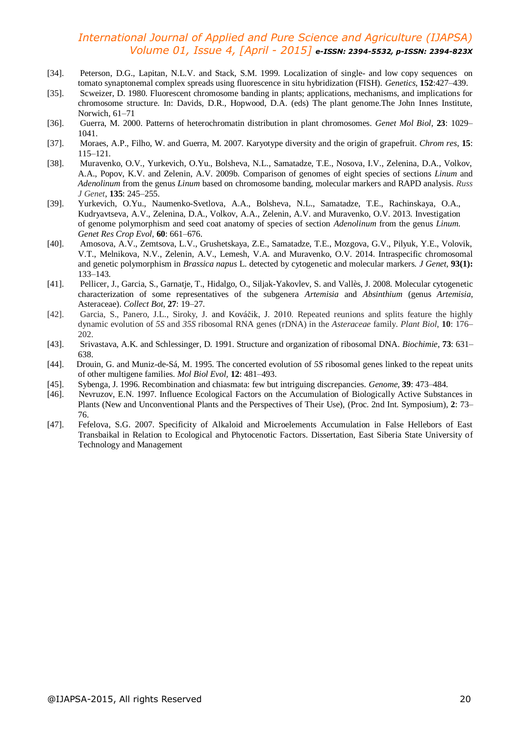[34]. Peterson, D.G., Lapitan, N.L.V. and Stack, S.M. 1999. Localization of single- and low copy sequences on tomato synaptonemal complex spreads using fluorescence in situ hybridization (FISH). *Genetics*, **152**:427–439.

[35]. Scweizer, D. 1980. Fluorescent chromosome banding in plants; applications, mechanisms, and implications for chromosome structure. In: Davids, D.R., Hopwood, D.A. (eds) The plant genome.The John Innes Institute, Norwich, 61–71

[36]. Guerra, M. 2000. Patterns of heterochromatin distribution in plant chromosomes. *Genet Mol Biol*, **23**: 1029–1041.

[37]. Moraes, A.P., Filho, W. and Guerra, M. 2007. Karyotype diversity and the origin of grapefruit. *Chrom res*, **15**: 115–121.

[38]. Muravenko, O.V., Yurkevich, O.Yu., Bolsheva, N.L., Samatadze, T.E., Nosova, I.V., Zelenina, D.A., Volkov, A.A., Popov, K.V. and Zelenin, A.V. 2009b. Comparison of genomes of eight species of sections *Linum* and *Adenolinum* from the genus *Linum* based on chromosome banding, molecular markers and RAPD analysis. *Russ J Genet*, **135**: 245–255.

[39]. Yurkevich, O.Yu., Naumenko-Svetlova, A.A., Bolsheva, N.L., Samatadze, T.E., Rachinskaya, O.A., Kudryavtseva, A.V., Zelenina, D.A., Volkov, A.A., Zelenin, A.V. and Muravenko, O.V. 2013. Investigation of genome polymorphism and seed coat anatomy of species of section *Adenolinum* from the genus *Linum*. *Genet Res Crop Evol*, **60**: 661–676.

[40]. Amosova, A.V., Zemtsova, L.V., Grushetskaya, Z.E., Samatadze, T.E., Mozgova, G.V., Pilyuk, Y.E., Volovik, V.T., Melnikova, N.V., Zelenin, A.V., Lemesh, V.A. and Muravenko, O.V. 2014. Intraspecific chromosomal and genetic polymorphism in *Brassica napus* L. detected by cytogenetic and molecular markers. *J Genet*, **93(1):** 133–143.

[41]. Pellicer, J., Garcia, S., Garnatje, T., Hidalgo, O., Siljak-Yakovlev, S. and Vallès, J. 2008. Molecular cytogenetic characterization of some representatives of the subgenera *Artemisia* and *Absinthium* (genus *Artemisia*, Asteraceae). *Collect Bot*, **27**: 19–27.

[42]. Garcia, S., Panero, J.L., Siroky, J. and Kováčik, J. 2010. Repeated reunions and splits feature the highly dynamic evolution of *5S* and *35S* ribosomal RNA genes (rDNA) in the *Asteraceae* family. *Plant Biol*, **10**: 176–202.

[43]. Srivastava, A.K. and Schlessinger, D. 1991. Structure and organization of ribosomal DNA. *Biochimie*, **73**: 631–638.

[44]. Drouin, G. and Muniz-de-Sá, M. 1995. The concerted evolution of *5S* ribosomal genes linked to the repeat units of other multigene families. *Mol Biol Evol*, **12**: 481–493.

[45]. Sybenga, J. 1996. Recombination and chiasmata: few but intriguing discrepancies. *Genome*, **39**: 473–484.

[46]. Nevruzov, E.N. 1997. Influence Ecological Factors on the Accumulation of Biologically Active Substances in Plants (New and Unconventional Plants and the Perspectives of Their Use), (Proc. 2nd Int. Symposium), **2**: 73–76.

[47]. Fefelova, S.G. 2007. Specificity of Alkaloid and Microelements Accumulation in False Hellebors of East Transbaikal in Relation to Ecological and Phytocenotic Factors. Dissertation, East Siberia State University of Technology and Management